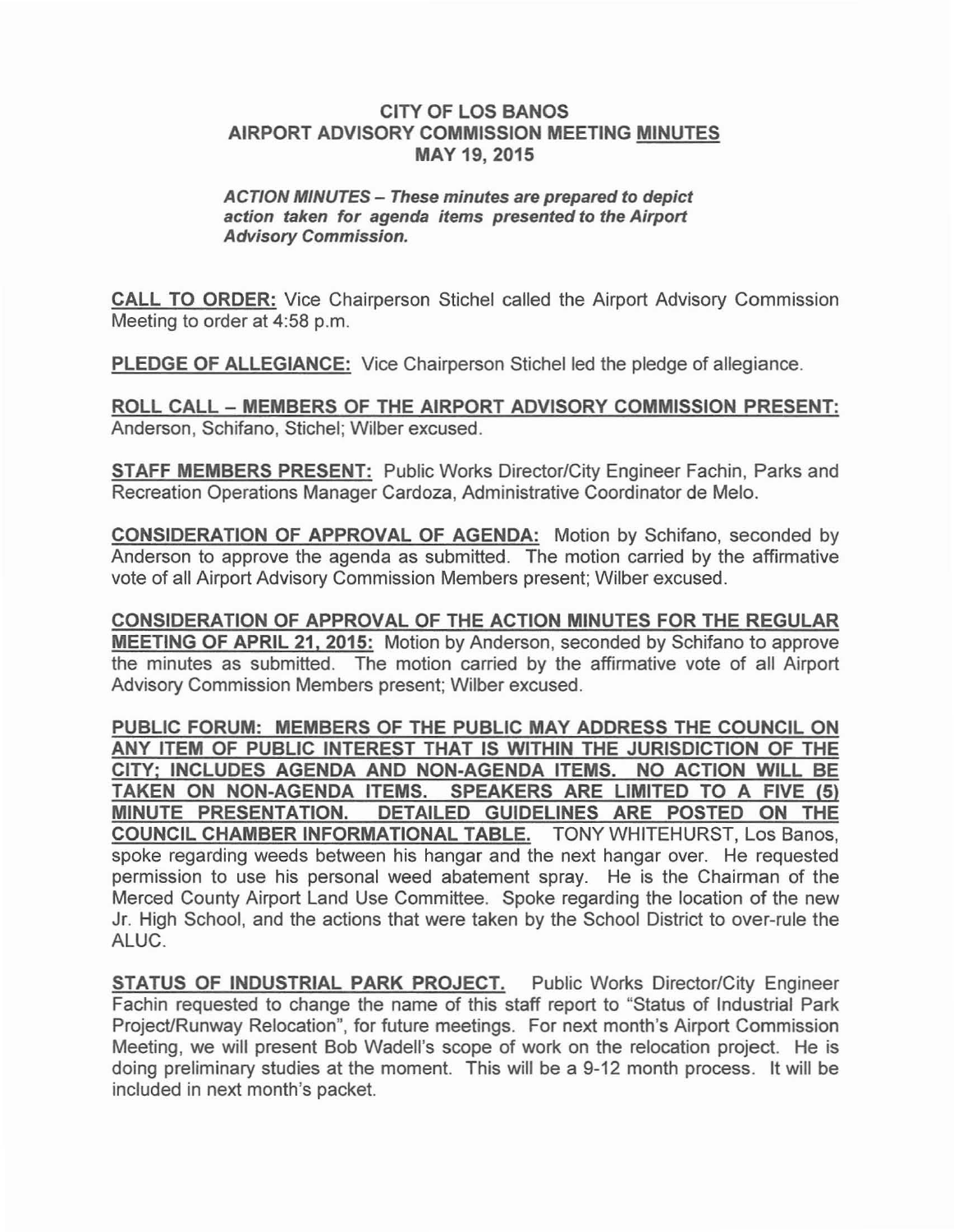# CITY OF LOS BANOS
## AIRPORT ADVISORY COMMISSION MEETING MINUTES
### MAY 19, 2015

***ACTION MINUTES – These minutes are prepared to depict action taken for agenda items presented to the Airport Advisory Commission.***

**CALL TO ORDER:** Vice Chairperson Stichel called the Airport Advisory Commission Meeting to order at 4:58 p.m.

**PLEDGE OF ALLEGIANCE:** Vice Chairperson Stichel led the pledge of allegiance.

**ROLL CALL – MEMBERS OF THE AIRPORT ADVISORY COMMISSION PRESENT:** Anderson, Schifano, Stichel; Wilber excused.

**STAFF MEMBERS PRESENT:** Public Works Director/City Engineer Fachin, Parks and Recreation Operations Manager Cardoza, Administrative Coordinator de Melo.

**CONSIDERATION OF APPROVAL OF AGENDA:** Motion by Schifano, seconded by Anderson to approve the agenda as submitted. The motion carried by the affirmative vote of all Airport Advisory Commission Members present; Wilber excused.

**CONSIDERATION OF APPROVAL OF THE ACTION MINUTES FOR THE REGULAR MEETING OF APRIL 21, 2015:** Motion by Anderson, seconded by Schifano to approve the minutes as submitted. The motion carried by the affirmative vote of all Airport Advisory Commission Members present; Wilber excused.

**PUBLIC FORUM: MEMBERS OF THE PUBLIC MAY ADDRESS THE COUNCIL ON ANY ITEM OF PUBLIC INTEREST THAT IS WITHIN THE JURISDICTION OF THE CITY; INCLUDES AGENDA AND NON-AGENDA ITEMS. NO ACTION WILL BE TAKEN ON NON-AGENDA ITEMS. SPEAKERS ARE LIMITED TO A FIVE (5) MINUTE PRESENTATION. DETAILED GUIDELINES ARE POSTED ON THE COUNCIL CHAMBER INFORMATIONAL TABLE.** TONY WHITEHURST, Los Banos, spoke regarding weeds between his hangar and the next hangar over. He requested permission to use his personal weed abatement spray. He is the Chairman of the Merced County Airport Land Use Committee. Spoke regarding the location of the new Jr. High School, and the actions that were taken by the School District to over-rule the ALUC.

**STATUS OF INDUSTRIAL PARK PROJECT.** Public Works Director/City Engineer Fachin requested to change the name of this staff report to "Status of Industrial Park Project/Runway Relocation", for future meetings. For next month's Airport Commission Meeting, we will present Bob Wadell's scope of work on the relocation project. He is doing preliminary studies at the moment. This will be a 9-12 month process. It will be included in next month's packet.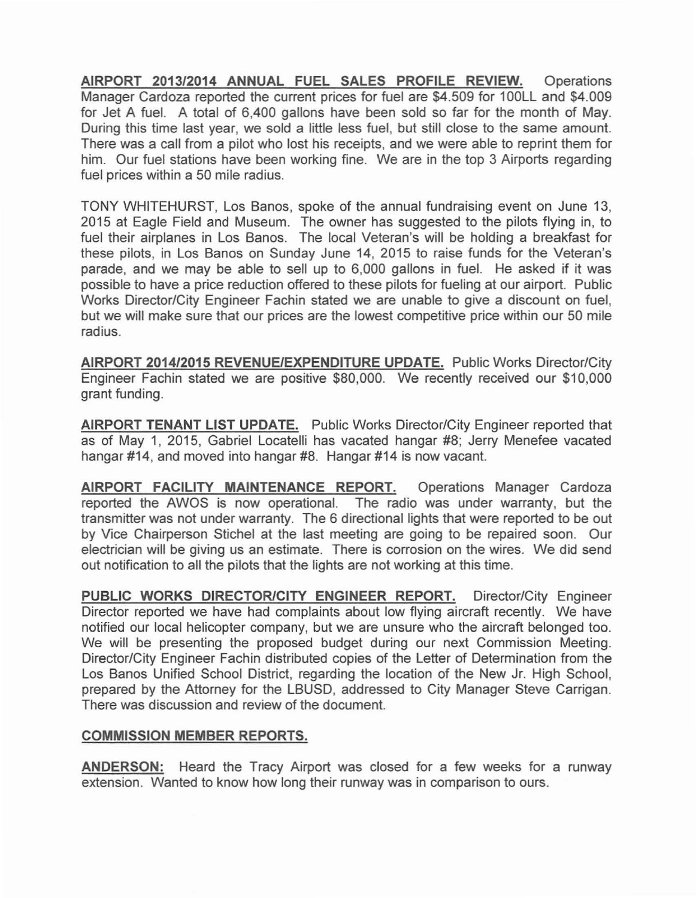**AIRPORT 2013/2014 ANNUAL FUEL SALES PROFILE REVIEW.** Operations Manager Cardoza reported the current prices for fuel are $4.509 for 100LL and $4.009 for Jet A fuel. A total of 6,400 gallons have been sold so far for the month of May. During this time last year, we sold a little less fuel, but still close to the same amount. There was a call from a pilot who lost his receipts, and we were able to reprint them for him. Our fuel stations have been working fine. We are in the top 3 Airports regarding fuel prices within a 50 mile radius.

TONY WHITEHURST, Los Banos, spoke of the annual fundraising event on June 13, 2015 at Eagle Field and Museum. The owner has suggested to the pilots flying in, to fuel their airplanes in Los Banos. The local Veteran's will be holding a breakfast for these pilots, in Los Banos on Sunday June 14, 2015 to raise funds for the Veteran's parade, and we may be able to sell up to 6,000 gallons in fuel. He asked if it was possible to have a price reduction offered to these pilots for fueling at our airport. Public Works Director/City Engineer Fachin stated we are unable to give a discount on fuel, but we will make sure that our prices are the lowest competitive price within our 50 mile radius.

**AIRPORT 2014/2015 REVENUE/EXPENDITURE UPDATE.** Public Works Director/City Engineer Fachin stated we are positive $80,000. We recently received our $10,000 grant funding.

**AIRPORT TENANT LIST UPDATE.** Public Works Director/City Engineer reported that as of May 1, 2015, Gabriel Locatelli has vacated hangar #8; Jerry Menefee vacated hangar #14, and moved into hangar #8. Hangar #14 is now vacant.

**AIRPORT FACILITY MAINTENANCE REPORT.** Operations Manager Cardoza reported the AWOS is now operational. The radio was under warranty, but the transmitter was not under warranty. The 6 directional lights that were reported to be out by Vice Chairperson Stichel at the last meeting are going to be repaired soon. Our electrician will be giving us an estimate. There is corrosion on the wires. We did send out notification to all the pilots that the lights are not working at this time.

**PUBLIC WORKS DIRECTOR/CITY ENGINEER REPORT.** Director/City Engineer Director reported we have had complaints about low flying aircraft recently. We have notified our local helicopter company, but we are unsure who the aircraft belonged too. We will be presenting the proposed budget during our next Commission Meeting. Director/City Engineer Fachin distributed copies of the Letter of Determination from the Los Banos Unified School District, regarding the location of the New Jr. High School, prepared by the Attorney for the LBUSD, addressed to City Manager Steve Carrigan. There was discussion and review of the document.

**COMMISSION MEMBER REPORTS.**

**ANDERSON:** Heard the Tracy Airport was closed for a few weeks for a runway extension. Wanted to know how long their runway was in comparison to ours.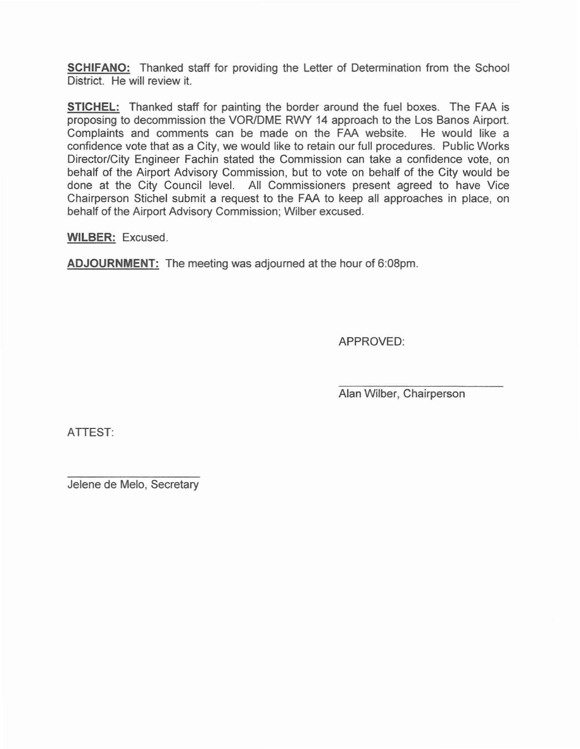**SCHIFANO:** Thanked staff for providing the Letter of Determination from the School District. He will review it.

**STICHEL:** Thanked staff for painting the border around the fuel boxes. The FAA is proposing to decommission the VOR/DME RWY 14 approach to the Los Banos Airport. Complaints and comments can be made on the FAA website. He would like a confidence vote that as a City, we would like to retain our full procedures. Public Works Director/City Engineer Fachin stated the Commission can take a confidence vote, on behalf of the Airport Advisory Commission, but to vote on behalf of the City would be done at the City Council level. All Commissioners present agreed to have Vice Chairperson Stichel submit a request to the FAA to keep all approaches in place, on behalf of the Airport Advisory Commission; Wilber excused.

**WILBER:** Excused.

**ADJOURNMENT:** The meeting was adjourned at the hour of 6:08pm.

APPROVED:

\_\_\_\_\_\_\_\_\_\_\_\_\_\_\_\_\_\_\_\_\_\_\_\_\_

Alan Wilber, Chairperson

ATTEST:

\_\_\_\_\_\_\_\_\_\_\_\_\_\_\_\_\_\_\_\_\_\_\_

Jelene de Melo, Secretary